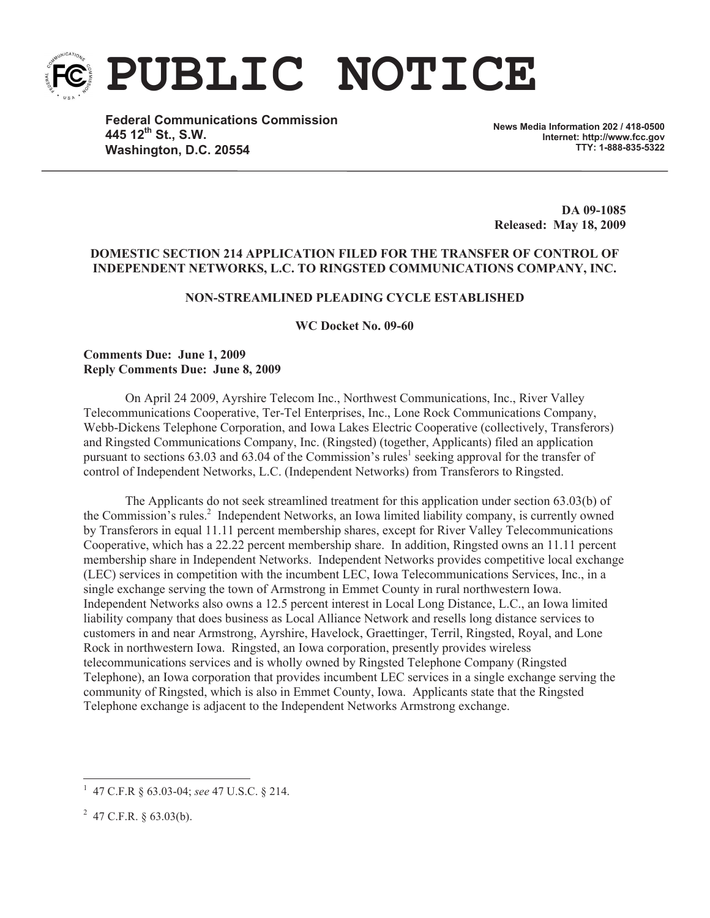# PUBLIC NOTICE

**Federal Communications Commission**
**445 12th St., S.W.**
**Washington, D.C. 20554**

**News Media Information 202 / 418-0500**
**Internet: http://www.fcc.gov**
**TTY: 1-888-835-5322**

**DA 09-1085**
**Released: May 18, 2009**

**DOMESTIC SECTION 214 APPLICATION FILED FOR THE TRANSFER OF CONTROL OF INDEPENDENT NETWORKS, L.C. TO RINGSTED COMMUNICATIONS COMPANY, INC.**

**NON-STREAMLINED PLEADING CYCLE ESTABLISHED**

**WC Docket No. 09-60**

**Comments Due: June 1, 2009**
**Reply Comments Due: June 8, 2009**

On April 24 2009, Ayrshire Telecom Inc., Northwest Communications, Inc., River Valley Telecommunications Cooperative, Ter-Tel Enterprises, Inc., Lone Rock Communications Company, Webb-Dickens Telephone Corporation, and Iowa Lakes Electric Cooperative (collectively, Transferors) and Ringsted Communications Company, Inc. (Ringsted) (together, Applicants) filed an application pursuant to sections 63.03 and 63.04 of the Commission's rules[1] seeking approval for the transfer of control of Independent Networks, L.C. (Independent Networks) from Transferors to Ringsted.

The Applicants do not seek streamlined treatment for this application under section 63.03(b) of the Commission's rules.[2] Independent Networks, an Iowa limited liability company, is currently owned by Transferors in equal 11.11 percent membership shares, except for River Valley Telecommunications Cooperative, which has a 22.22 percent membership share. In addition, Ringsted owns an 11.11 percent membership share in Independent Networks. Independent Networks provides competitive local exchange (LEC) services in competition with the incumbent LEC, Iowa Telecommunications Services, Inc., in a single exchange serving the town of Armstrong in Emmet County in rural northwestern Iowa. Independent Networks also owns a 12.5 percent interest in Local Long Distance, L.C., an Iowa limited liability company that does business as Local Alliance Network and resells long distance services to customers in and near Armstrong, Ayrshire, Havelock, Graettinger, Terril, Ringsted, Royal, and Lone Rock in northwestern Iowa. Ringsted, an Iowa corporation, presently provides wireless telecommunications services and is wholly owned by Ringsted Telephone Company (Ringsted Telephone), an Iowa corporation that provides incumbent LEC services in a single exchange serving the community of Ringsted, which is also in Emmet County, Iowa. Applicants state that the Ringsted Telephone exchange is adjacent to the Independent Networks Armstrong exchange.

---

[1] 47 C.F.R § 63.03-04; *see* 47 U.S.C. § 214.

[2] 47 C.F.R. § 63.03(b).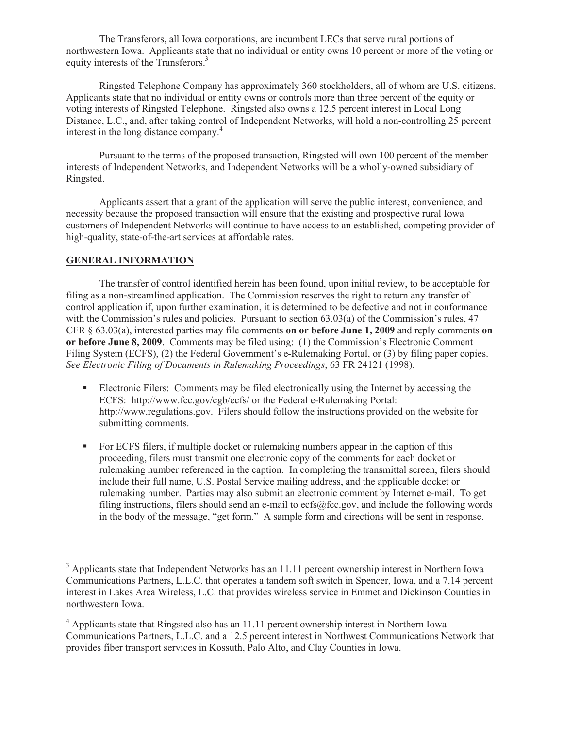The Transferors, all Iowa corporations, are incumbent LECs that serve rural portions of northwestern Iowa. Applicants state that no individual or entity owns 10 percent or more of the voting or equity interests of the Transferors.[3]

Ringsted Telephone Company has approximately 360 stockholders, all of whom are U.S. citizens. Applicants state that no individual or entity owns or controls more than three percent of the equity or voting interests of Ringsted Telephone. Ringsted also owns a 12.5 percent interest in Local Long Distance, L.C., and, after taking control of Independent Networks, will hold a non-controlling 25 percent interest in the long distance company.[4]

Pursuant to the terms of the proposed transaction, Ringsted will own 100 percent of the member interests of Independent Networks, and Independent Networks will be a wholly-owned subsidiary of Ringsted.

Applicants assert that a grant of the application will serve the public interest, convenience, and necessity because the proposed transaction will ensure that the existing and prospective rural Iowa customers of Independent Networks will continue to have access to an established, competing provider of high-quality, state-of-the-art services at affordable rates.

## GENERAL INFORMATION

The transfer of control identified herein has been found, upon initial review, to be acceptable for filing as a non-streamlined application. The Commission reserves the right to return any transfer of control application if, upon further examination, it is determined to be defective and not in conformance with the Commission's rules and policies. Pursuant to section 63.03(a) of the Commission's rules, 47 CFR § 63.03(a), interested parties may file comments **on or before June 1, 2009** and reply comments **on or before June 8, 2009**. Comments may be filed using: (1) the Commission's Electronic Comment Filing System (ECFS), (2) the Federal Government's e-Rulemaking Portal, or (3) by filing paper copies. *See Electronic Filing of Documents in Rulemaking Proceedings*, 63 FR 24121 (1998).

- Electronic Filers: Comments may be filed electronically using the Internet by accessing the ECFS: http://www.fcc.gov/cgb/ecfs/ or the Federal e-Rulemaking Portal: http://www.regulations.gov. Filers should follow the instructions provided on the website for submitting comments.

- For ECFS filers, if multiple docket or rulemaking numbers appear in the caption of this proceeding, filers must transmit one electronic copy of the comments for each docket or rulemaking number referenced in the caption. In completing the transmittal screen, filers should include their full name, U.S. Postal Service mailing address, and the applicable docket or rulemaking number. Parties may also submit an electronic comment by Internet e-mail. To get filing instructions, filers should send an e-mail to ecfs@fcc.gov, and include the following words in the body of the message, "get form." A sample form and directions will be sent in response.

---

[3] Applicants state that Independent Networks has an 11.11 percent ownership interest in Northern Iowa Communications Partners, L.L.C. that operates a tandem soft switch in Spencer, Iowa, and a 7.14 percent interest in Lakes Area Wireless, L.C. that provides wireless service in Emmet and Dickinson Counties in northwestern Iowa.

[4] Applicants state that Ringsted also has an 11.11 percent ownership interest in Northern Iowa Communications Partners, L.L.C. and a 12.5 percent interest in Northwest Communications Network that provides fiber transport services in Kossuth, Palo Alto, and Clay Counties in Iowa.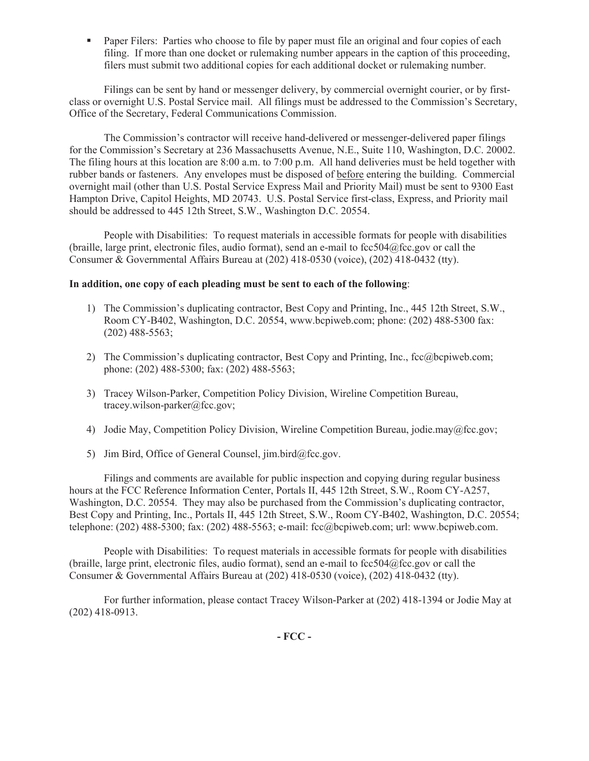- Paper Filers: Parties who choose to file by paper must file an original and four copies of each filing. If more than one docket or rulemaking number appears in the caption of this proceeding, filers must submit two additional copies for each additional docket or rulemaking number.

Filings can be sent by hand or messenger delivery, by commercial overnight courier, or by first-class or overnight U.S. Postal Service mail. All filings must be addressed to the Commission's Secretary, Office of the Secretary, Federal Communications Commission.

The Commission's contractor will receive hand-delivered or messenger-delivered paper filings for the Commission's Secretary at 236 Massachusetts Avenue, N.E., Suite 110, Washington, D.C. 20002. The filing hours at this location are 8:00 a.m. to 7:00 p.m. All hand deliveries must be held together with rubber bands or fasteners. Any envelopes must be disposed of before entering the building. Commercial overnight mail (other than U.S. Postal Service Express Mail and Priority Mail) must be sent to 9300 East Hampton Drive, Capitol Heights, MD 20743. U.S. Postal Service first-class, Express, and Priority mail should be addressed to 445 12th Street, S.W., Washington D.C. 20554.

People with Disabilities: To request materials in accessible formats for people with disabilities (braille, large print, electronic files, audio format), send an e-mail to fcc504@fcc.gov or call the Consumer & Governmental Affairs Bureau at (202) 418-0530 (voice), (202) 418-0432 (tty).

**In addition, one copy of each pleading must be sent to each of the following**:

1) The Commission's duplicating contractor, Best Copy and Printing, Inc., 445 12th Street, S.W., Room CY-B402, Washington, D.C. 20554, www.bcpiweb.com; phone: (202) 488-5300 fax: (202) 488-5563;

2) The Commission's duplicating contractor, Best Copy and Printing, Inc., fcc@bcpiweb.com; phone: (202) 488-5300; fax: (202) 488-5563;

3) Tracey Wilson-Parker, Competition Policy Division, Wireline Competition Bureau, tracey.wilson-parker@fcc.gov;

4) Jodie May, Competition Policy Division, Wireline Competition Bureau, jodie.may@fcc.gov;

5) Jim Bird, Office of General Counsel, jim.bird@fcc.gov.

Filings and comments are available for public inspection and copying during regular business hours at the FCC Reference Information Center, Portals II, 445 12th Street, S.W., Room CY-A257, Washington, D.C. 20554. They may also be purchased from the Commission's duplicating contractor, Best Copy and Printing, Inc., Portals II, 445 12th Street, S.W., Room CY-B402, Washington, D.C. 20554; telephone: (202) 488-5300; fax: (202) 488-5563; e-mail: fcc@bcpiweb.com; url: www.bcpiweb.com.

People with Disabilities: To request materials in accessible formats for people with disabilities (braille, large print, electronic files, audio format), send an e-mail to fcc504@fcc.gov or call the Consumer & Governmental Affairs Bureau at (202) 418-0530 (voice), (202) 418-0432 (tty).

For further information, please contact Tracey Wilson-Parker at (202) 418-1394 or Jodie May at (202) 418-0913.

**- FCC -**